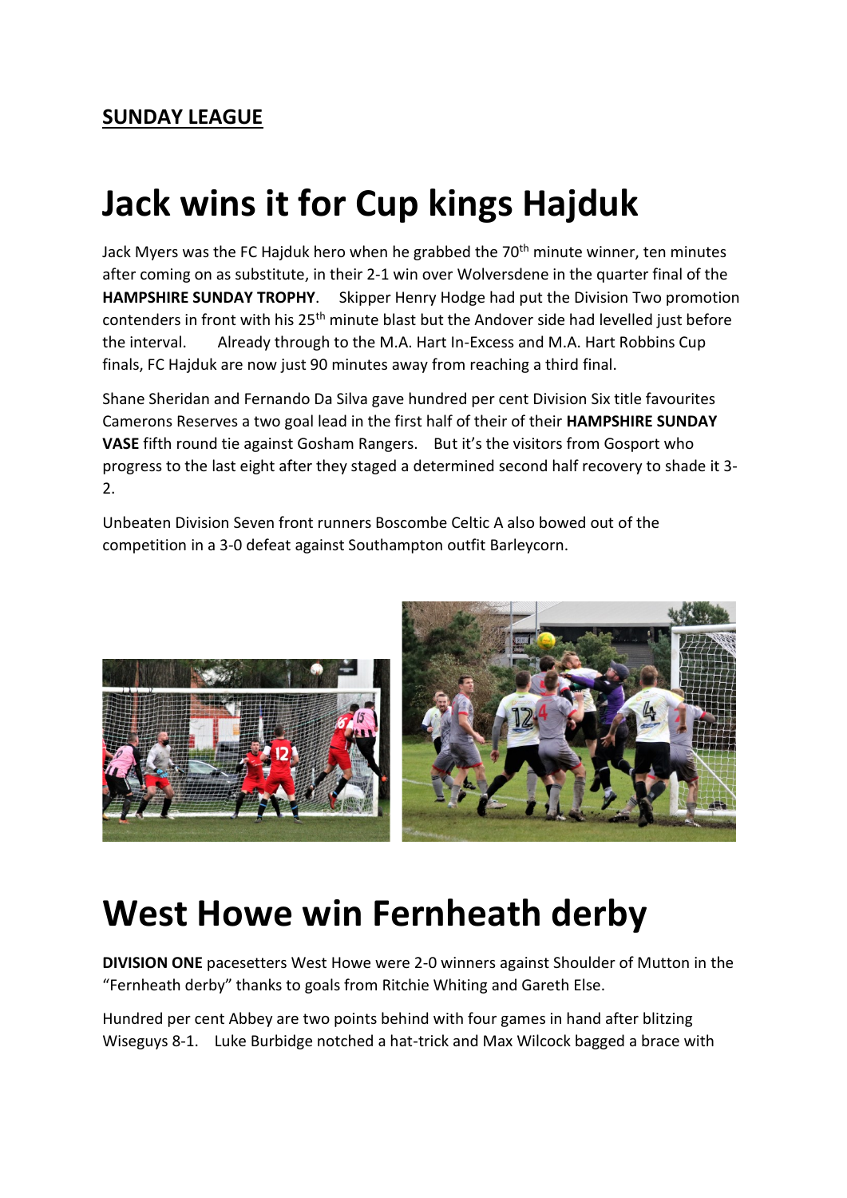## SUNDAY LEAGUE

# Jack wins it for Cup kings Hajduk

Jack Myers was the FC Hajduk hero when he grabbed the 70th minute winner, ten minutes after coming on as substitute, in their 2-1 win over Wolversdene in the quarter final of the **HAMPSHIRE SUNDAY TROPHY**. Skipper Henry Hodge had put the Division Two promotion contenders in front with his 25th minute blast but the Andover side had levelled just before the interval. Already through to the M.A. Hart In-Excess and M.A. Hart Robbins Cup finals, FC Hajduk are now just 90 minutes away from reaching a third final.

Shane Sheridan and Fernando Da Silva gave hundred per cent Division Six title favourites Camerons Reserves a two goal lead in the first half of their of their **HAMPSHIRE SUNDAY VASE** fifth round tie against Gosham Rangers. But it's the visitors from Gosport who progress to the last eight after they staged a determined second half recovery to shade it 3-2.

Unbeaten Division Seven front runners Boscombe Celtic A also bowed out of the competition in a 3-0 defeat against Southampton outfit Barleycorn.

# West Howe win Fernheath derby

**DIVISION ONE** pacesetters West Howe were 2-0 winners against Shoulder of Mutton in the "Fernheath derby" thanks to goals from Ritchie Whiting and Gareth Else.

Hundred per cent Abbey are two points behind with four games in hand after blitzing Wiseguys 8-1. Luke Burbidge notched a hat-trick and Max Wilcock bagged a brace with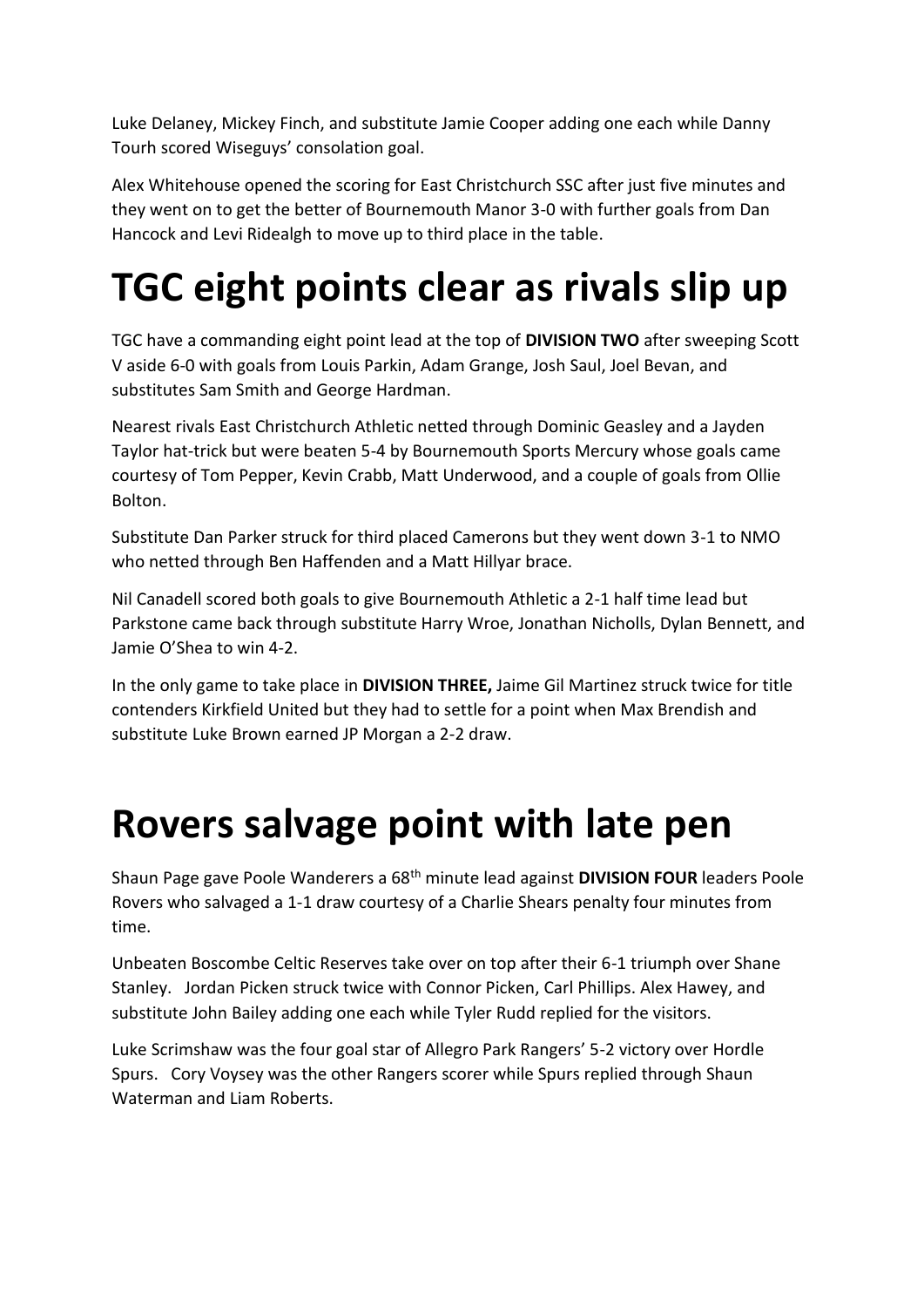Luke Delaney, Mickey Finch, and substitute Jamie Cooper adding one each while Danny Tourh scored Wiseguys' consolation goal.

Alex Whitehouse opened the scoring for East Christchurch SSC after just five minutes and they went on to get the better of Bournemouth Manor 3-0 with further goals from Dan Hancock and Levi Ridealgh to move up to third place in the table.

# TGC eight points clear as rivals slip up

TGC have a commanding eight point lead at the top of **DIVISION TWO** after sweeping Scott V aside 6-0 with goals from Louis Parkin, Adam Grange, Josh Saul, Joel Bevan, and substitutes Sam Smith and George Hardman.

Nearest rivals East Christchurch Athletic netted through Dominic Geasley and a Jayden Taylor hat-trick but were beaten 5-4 by Bournemouth Sports Mercury whose goals came courtesy of Tom Pepper, Kevin Crabb, Matt Underwood, and a couple of goals from Ollie Bolton.

Substitute Dan Parker struck for third placed Camerons but they went down 3-1 to NMO who netted through Ben Haffenden and a Matt Hillyar brace.

Nil Canadell scored both goals to give Bournemouth Athletic a 2-1 half time lead but Parkstone came back through substitute Harry Wroe, Jonathan Nicholls, Dylan Bennett, and Jamie O'Shea to win 4-2.

In the only game to take place in **DIVISION THREE,** Jaime Gil Martinez struck twice for title contenders Kirkfield United but they had to settle for a point when Max Brendish and substitute Luke Brown earned JP Morgan a 2-2 draw.

# Rovers salvage point with late pen

Shaun Page gave Poole Wanderers a 68th minute lead against **DIVISION FOUR** leaders Poole Rovers who salvaged a 1-1 draw courtesy of a Charlie Shears penalty four minutes from time.

Unbeaten Boscombe Celtic Reserves take over on top after their 6-1 triumph over Shane Stanley. Jordan Picken struck twice with Connor Picken, Carl Phillips. Alex Hawey, and substitute John Bailey adding one each while Tyler Rudd replied for the visitors.

Luke Scrimshaw was the four goal star of Allegro Park Rangers' 5-2 victory over Hordle Spurs. Cory Voysey was the other Rangers scorer while Spurs replied through Shaun Waterman and Liam Roberts.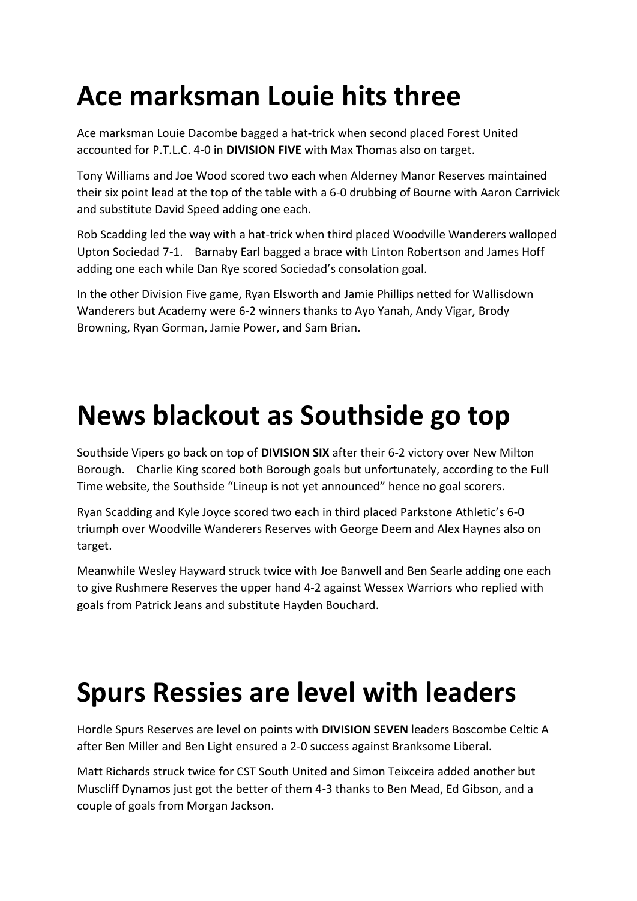# Ace marksman Louie hits three

Ace marksman Louie Dacombe bagged a hat-trick when second placed Forest United accounted for P.T.L.C. 4-0 in **DIVISION FIVE** with Max Thomas also on target.

Tony Williams and Joe Wood scored two each when Alderney Manor Reserves maintained their six point lead at the top of the table with a 6-0 drubbing of Bourne with Aaron Carrivick and substitute David Speed adding one each.

Rob Scadding led the way with a hat-trick when third placed Woodville Wanderers walloped Upton Sociedad 7-1. Barnaby Earl bagged a brace with Linton Robertson and James Hoff adding one each while Dan Rye scored Sociedad's consolation goal.

In the other Division Five game, Ryan Elsworth and Jamie Phillips netted for Wallisdown Wanderers but Academy were 6-2 winners thanks to Ayo Yanah, Andy Vigar, Brody Browning, Ryan Gorman, Jamie Power, and Sam Brian.

# News blackout as Southside go top

Southside Vipers go back on top of **DIVISION SIX** after their 6-2 victory over New Milton Borough. Charlie King scored both Borough goals but unfortunately, according to the Full Time website, the Southside "Lineup is not yet announced" hence no goal scorers.

Ryan Scadding and Kyle Joyce scored two each in third placed Parkstone Athletic's 6-0 triumph over Woodville Wanderers Reserves with George Deem and Alex Haynes also on target.

Meanwhile Wesley Hayward struck twice with Joe Banwell and Ben Searle adding one each to give Rushmere Reserves the upper hand 4-2 against Wessex Warriors who replied with goals from Patrick Jeans and substitute Hayden Bouchard.

# Spurs Ressies are level with leaders

Hordle Spurs Reserves are level on points with **DIVISION SEVEN** leaders Boscombe Celtic A after Ben Miller and Ben Light ensured a 2-0 success against Branksome Liberal.

Matt Richards struck twice for CST South United and Simon Teixceira added another but Muscliff Dynamos just got the better of them 4-3 thanks to Ben Mead, Ed Gibson, and a couple of goals from Morgan Jackson.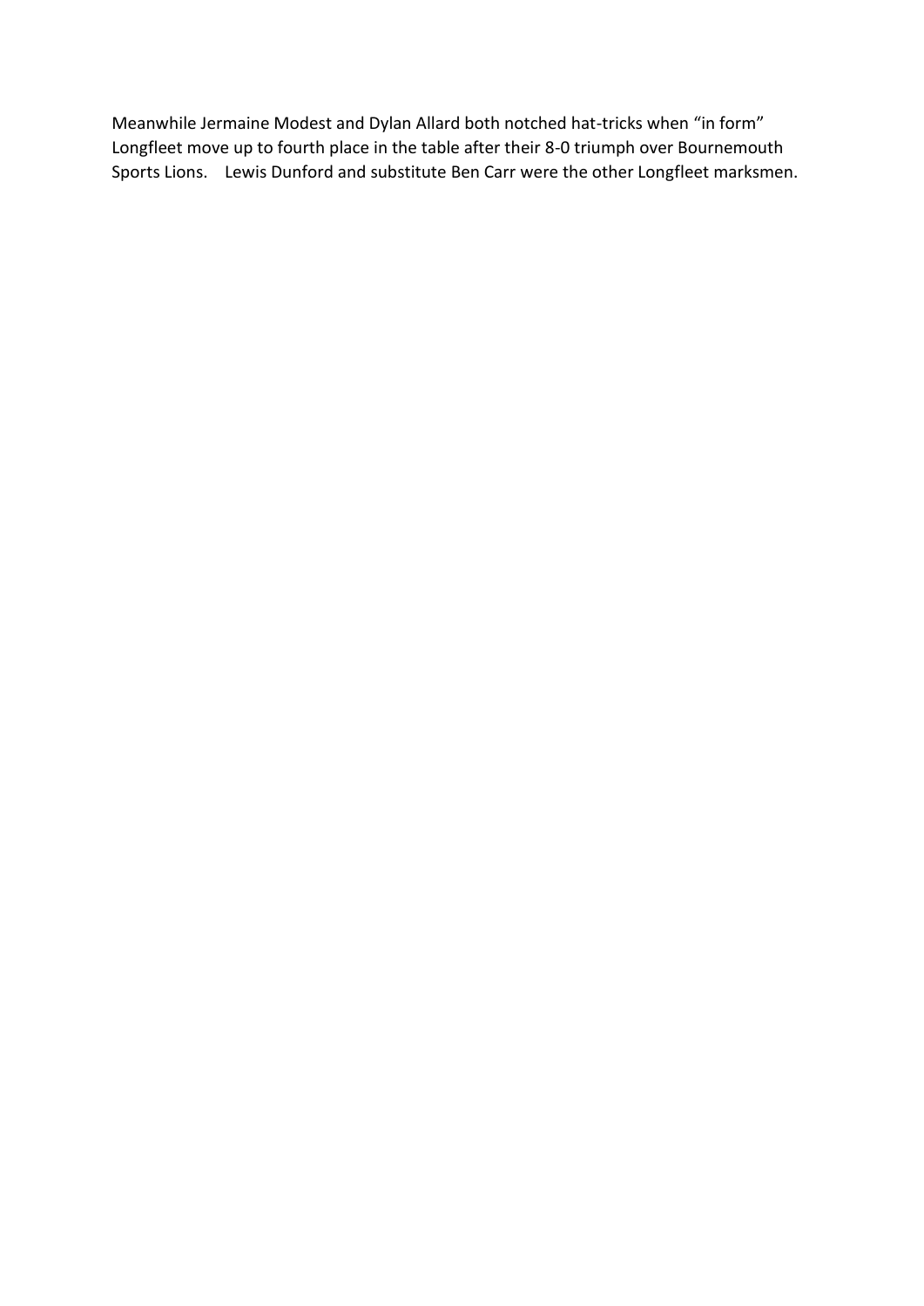Meanwhile Jermaine Modest and Dylan Allard both notched hat-tricks when "in form" Longfleet move up to fourth place in the table after their 8-0 triumph over Bournemouth Sports Lions.    Lewis Dunford and substitute Ben Carr were the other Longfleet marksmen.